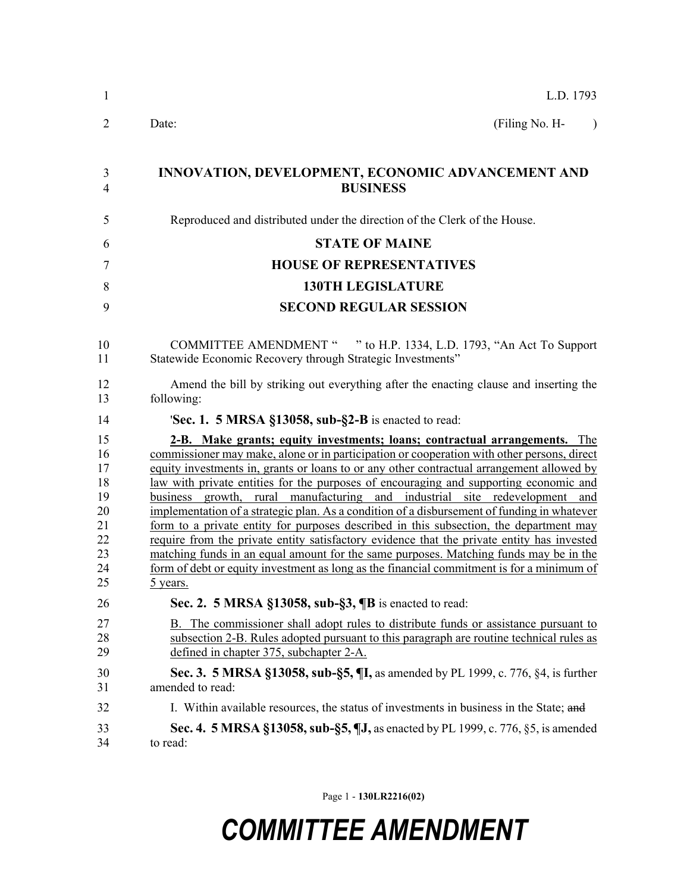L.D. 1793

Date: (Filing No. H- )

# INNOVATION, DEVELOPMENT, ECONOMIC ADVANCEMENT AND BUSINESS

Reproduced and distributed under the direction of the Clerk of the House.

## STATE OF MAINE

## HOUSE OF REPRESENTATIVES

## 130TH LEGISLATURE

## SECOND REGULAR SESSION

COMMITTEE AMENDMENT " " to H.P. 1334, L.D. 1793, "An Act To Support Statewide Economic Recovery through Strategic Investments"

Amend the bill by striking out everything after the enacting clause and inserting the following:

'**Sec. 1. 5 MRSA §13058, sub-§2-B** is enacted to read:

**2-B. Make grants; equity investments; loans; contractual arrangements.** The commissioner may make, alone or in participation or cooperation with other persons, direct equity investments in, grants or loans to or any other contractual arrangement allowed by law with private entities for the purposes of encouraging and supporting economic and business growth, rural manufacturing and industrial site redevelopment and implementation of a strategic plan. As a condition of a disbursement of funding in whatever form to a private entity for purposes described in this subsection, the department may require from the private entity satisfactory evidence that the private entity has invested matching funds in an equal amount for the same purposes. Matching funds may be in the form of debt or equity investment as long as the financial commitment is for a minimum of 5 years.

**Sec. 2. 5 MRSA §13058, sub-§3, ¶B** is enacted to read:

B. The commissioner shall adopt rules to distribute funds or assistance pursuant to subsection 2-B. Rules adopted pursuant to this paragraph are routine technical rules as defined in chapter 375, subchapter 2-A.

**Sec. 3. 5 MRSA §13058, sub-§5, ¶I,** as amended by PL 1999, c. 776, §4, is further amended to read:

I. Within available resources, the status of investments in business in the State; ~~and~~

**Sec. 4. 5 MRSA §13058, sub-§5, ¶J,** as enacted by PL 1999, c. 776, §5, is amended to read:

COMMITTEE AMENDMENT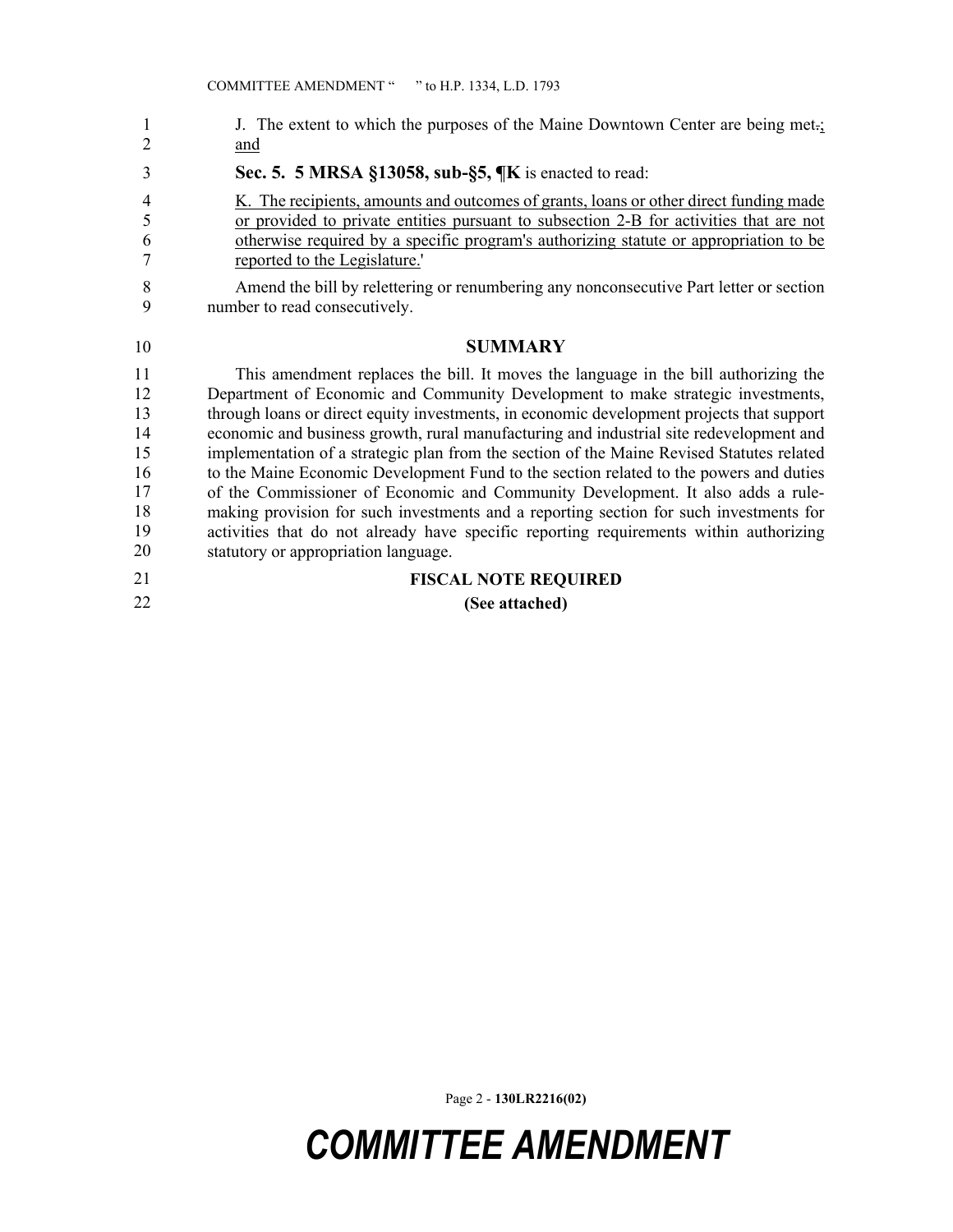J. The extent to which the purposes of the Maine Downtown Center are being met.; and

**Sec. 5. 5 MRSA §13058, sub-§5, ¶K** is enacted to read:

K. The recipients, amounts and outcomes of grants, loans or other direct funding made or provided to private entities pursuant to subsection 2-B for activities that are not otherwise required by a specific program's authorizing statute or appropriation to be reported to the Legislature.'

Amend the bill by relettering or renumbering any nonconsecutive Part letter or section number to read consecutively.

## SUMMARY

This amendment replaces the bill. It moves the language in the bill authorizing the Department of Economic and Community Development to make strategic investments, through loans or direct equity investments, in economic development projects that support economic and business growth, rural manufacturing and industrial site redevelopment and implementation of a strategic plan from the section of the Maine Revised Statutes related to the Maine Economic Development Fund to the section related to the powers and duties of the Commissioner of Economic and Community Development. It also adds a rule-making provision for such investments and a reporting section for such investments for activities that do not already have specific reporting requirements within authorizing statutory or appropriation language.

**FISCAL NOTE REQUIRED**

**(See attached)**

**COMMITTEE AMENDMENT**